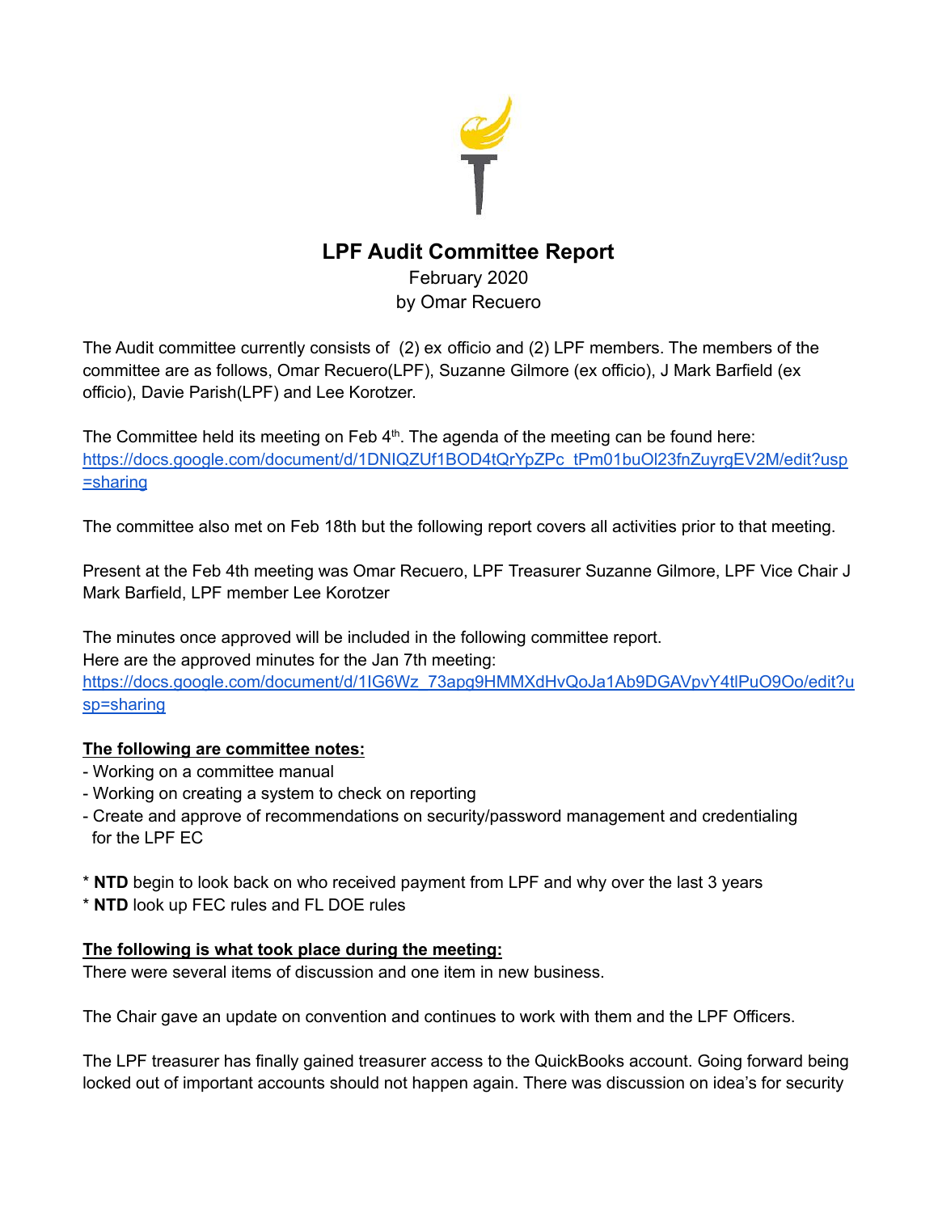# LPF Audit Committee Report

February 2020
by Omar Recuero

The Audit committee currently consists of (2) ex officio and (2) LPF members. The members of the committee are as follows, Omar Recuero(LPF), Suzanne Gilmore (ex officio), J Mark Barfield (ex officio), Davie Parish(LPF) and Lee Korotzer.

The Committee held its meeting on Feb 4th. The agenda of the meeting can be found here: https://docs.google.com/document/d/1DNlQZUf1BOD4tQrYpZPc_tPm01buOl23fnZuyrgEV2M/edit?usp=sharing

The committee also met on Feb 18th but the following report covers all activities prior to that meeting.

Present at the Feb 4th meeting was Omar Recuero, LPF Treasurer Suzanne Gilmore, LPF Vice Chair J Mark Barfield, LPF member Lee Korotzer

The minutes once approved will be included in the following committee report.
Here are the approved minutes for the Jan 7th meeting: https://docs.google.com/document/d/1IG6Wz_73apg9HMMXdHvQoJa1Ab9DGAVpvY4tlPuO9Oo/edit?usp=sharing

**The following are committee notes:**

- Working on a committee manual
- Working on creating a system to check on reporting
- Create and approve of recommendations on security/password management and credentialing for the LPF EC

* **NTD** begin to look back on who received payment from LPF and why over the last 3 years
* **NTD** look up FEC rules and FL DOE rules

**The following is what took place during the meeting:**

There were several items of discussion and one item in new business.

The Chair gave an update on convention and continues to work with them and the LPF Officers.

The LPF treasurer has finally gained treasurer access to the QuickBooks account. Going forward being locked out of important accounts should not happen again. There was discussion on idea's for security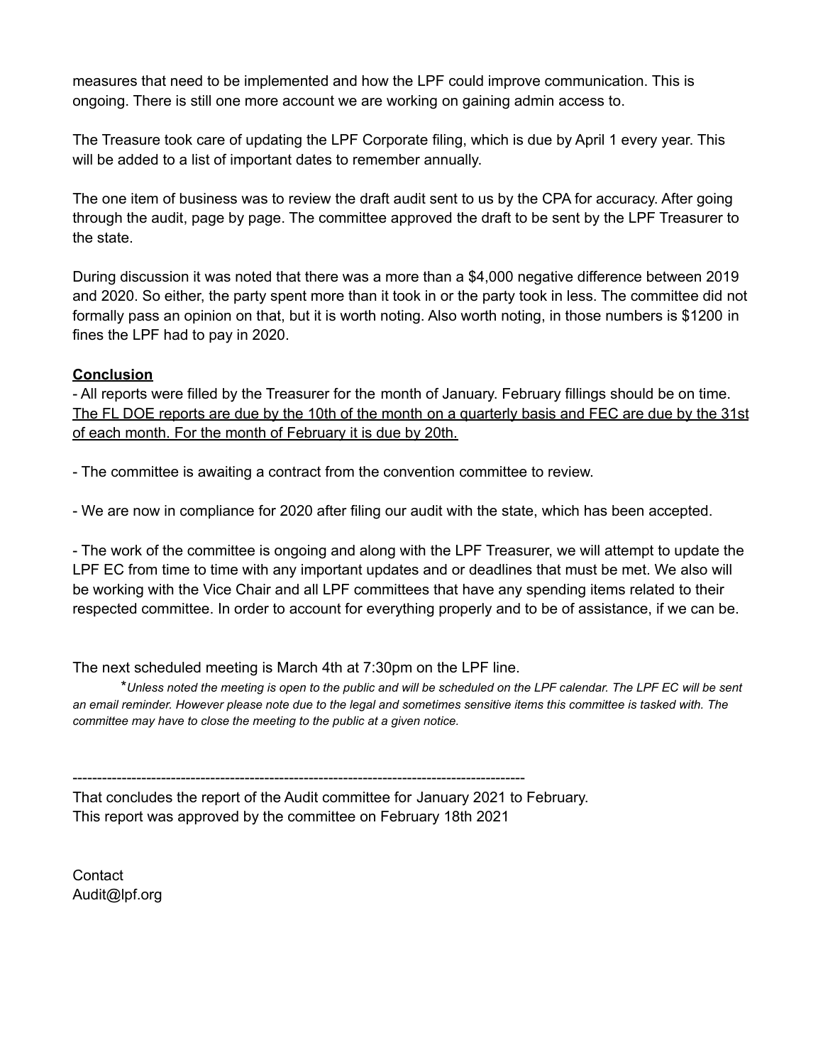measures that need to be implemented and how the LPF could improve communication. This is ongoing. There is still one more account we are working on gaining admin access to.

The Treasure took care of updating the LPF Corporate filing, which is due by April 1 every year. This will be added to a list of important dates to remember annually.

The one item of business was to review the draft audit sent to us by the CPA for accuracy. After going through the audit, page by page. The committee approved the draft to be sent by the LPF Treasurer to the state.

During discussion it was noted that there was a more than a $4,000 negative difference between 2019 and 2020. So either, the party spent more than it took in or the party took in less. The committee did not formally pass an opinion on that, but it is worth noting. Also worth noting, in those numbers is $1200 in fines the LPF had to pay in 2020.

**<u>Conclusion</u>**

- All reports were filled by the Treasurer for the month of January. February fillings should be on time. <u>The FL DOE reports are due by the 10th of the month on a quarterly basis and FEC are due by the 31st of each month. For the month of February it is due by 20th.</u>

- The committee is awaiting a contract from the convention committee to review.

- We are now in compliance for 2020 after filing our audit with the state, which has been accepted.

- The work of the committee is ongoing and along with the LPF Treasurer, we will attempt to update the LPF EC from time to time with any important updates and or deadlines that must be met. We also will be working with the Vice Chair and all LPF committees that have any spending items related to their respected committee. In order to account for everything properly and to be of assistance, if we can be.

The next scheduled meeting is March 4th at 7:30pm on the LPF line.

\**Unless noted the meeting is open to the public and will be scheduled on the LPF calendar. The LPF EC will be sent an email reminder. However please note due to the legal and sometimes sensitive items this committee is tasked with. The committee may have to close the meeting to the public at a given notice.*

---

That concludes the report of the Audit committee for January 2021 to February.
This report was approved by the committee on February 18th 2021

Contact
Audit@lpf.org